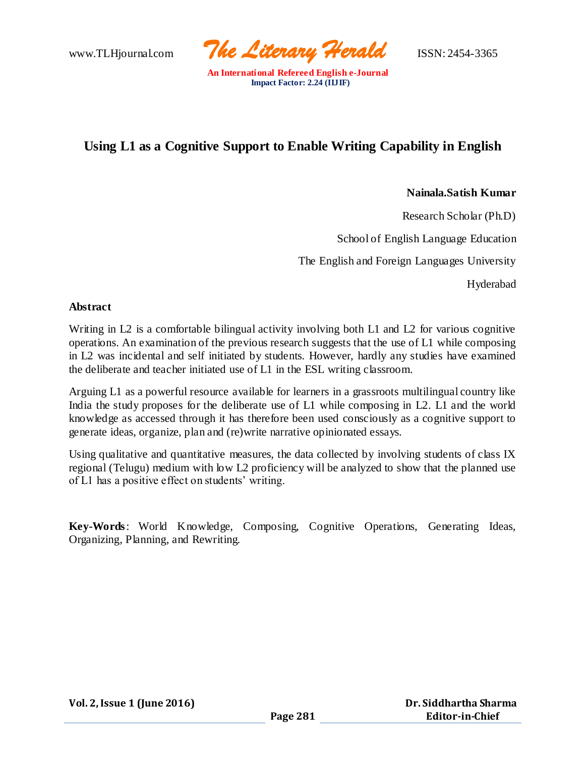# Using L1 as a Cognitive Support to Enable Writing Capability in English

**Nainala.Satish Kumar**

Research Scholar (Ph.D)

School of English Language Education

The English and Foreign Languages University

Hyderabad

## Abstract

Writing in L2 is a comfortable bilingual activity involving both L1 and L2 for various cognitive operations. An examination of the previous research suggests that the use of L1 while composing in L2 was incidental and self initiated by students. However, hardly any studies have examined the deliberate and teacher initiated use of L1 in the ESL writing classroom.

Arguing L1 as a powerful resource available for learners in a grassroots multilingual country like India the study proposes for the deliberate use of L1 while composing in L2. L1 and the world knowledge as accessed through it has therefore been used consciously as a cognitive support to generate ideas, organize, plan and (re)write narrative opinionated essays.

Using qualitative and quantitative measures, the data collected by involving students of class IX regional (Telugu) medium with low L2 proficiency will be analyzed to show that the planned use of L1 has a positive effect on students' writing.

**Key-Words**: World Knowledge, Composing, Cognitive Operations, Generating Ideas, Organizing, Planning, and Rewriting.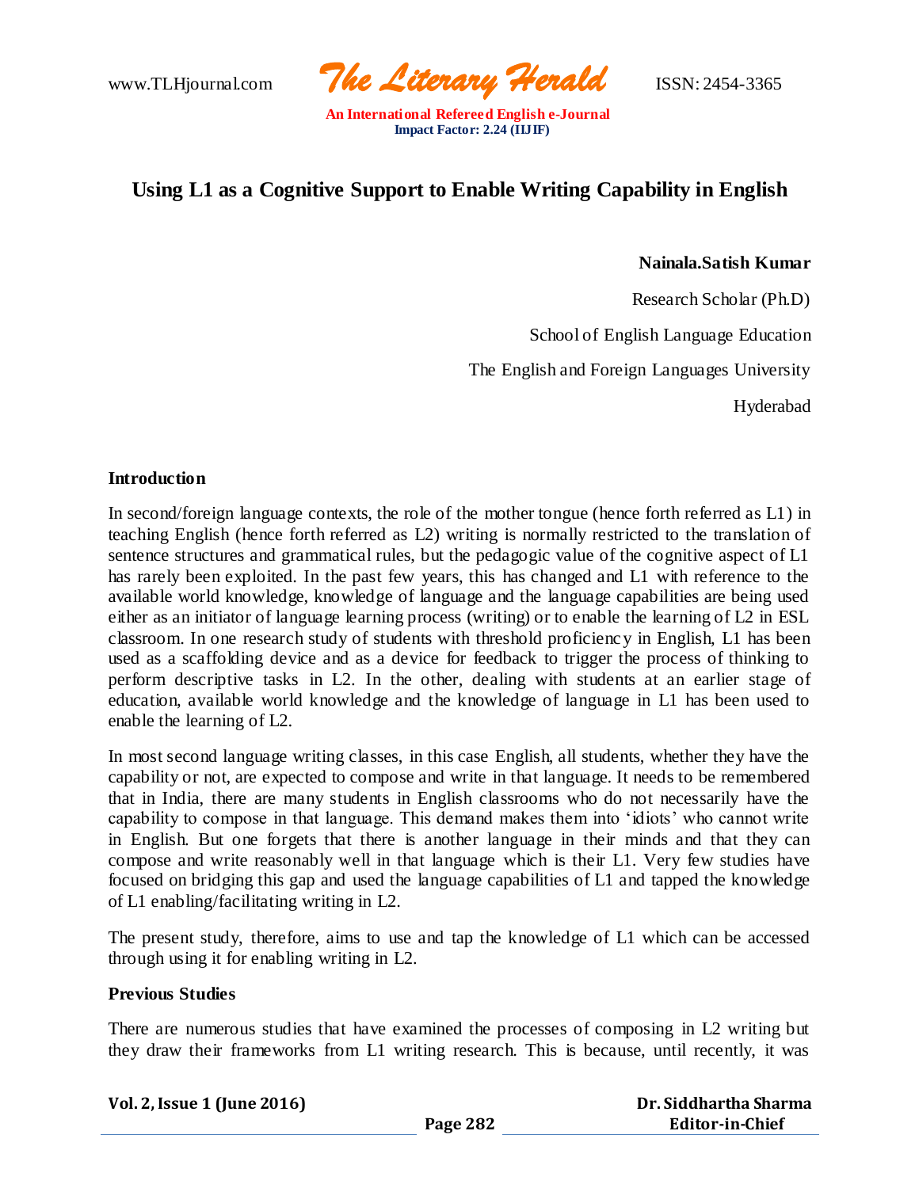# Using L1 as a Cognitive Support to Enable Writing Capability in English

**Nainala.Satish Kumar**

Research Scholar (Ph.D)

School of English Language Education

The English and Foreign Languages University

Hyderabad

## Introduction

In second/foreign language contexts, the role of the mother tongue (hence forth referred as L1) in teaching English (hence forth referred as L2) writing is normally restricted to the translation of sentence structures and grammatical rules, but the pedagogic value of the cognitive aspect of L1 has rarely been exploited. In the past few years, this has changed and L1 with reference to the available world knowledge, knowledge of language and the language capabilities are being used either as an initiator of language learning process (writing) or to enable the learning of L2 in ESL classroom. In one research study of students with threshold proficiency in English, L1 has been used as a scaffolding device and as a device for feedback to trigger the process of thinking to perform descriptive tasks in L2. In the other, dealing with students at an earlier stage of education, available world knowledge and the knowledge of language in L1 has been used to enable the learning of L2.

In most second language writing classes, in this case English, all students, whether they have the capability or not, are expected to compose and write in that language. It needs to be remembered that in India, there are many students in English classrooms who do not necessarily have the capability to compose in that language. This demand makes them into 'idiots' who cannot write in English. But one forgets that there is another language in their minds and that they can compose and write reasonably well in that language which is their L1. Very few studies have focused on bridging this gap and used the language capabilities of L1 and tapped the knowledge of L1 enabling/facilitating writing in L2.

The present study, therefore, aims to use and tap the knowledge of L1 which can be accessed through using it for enabling writing in L2.

## Previous Studies

There are numerous studies that have examined the processes of composing in L2 writing but they draw their frameworks from L1 writing research. This is because, until recently, it was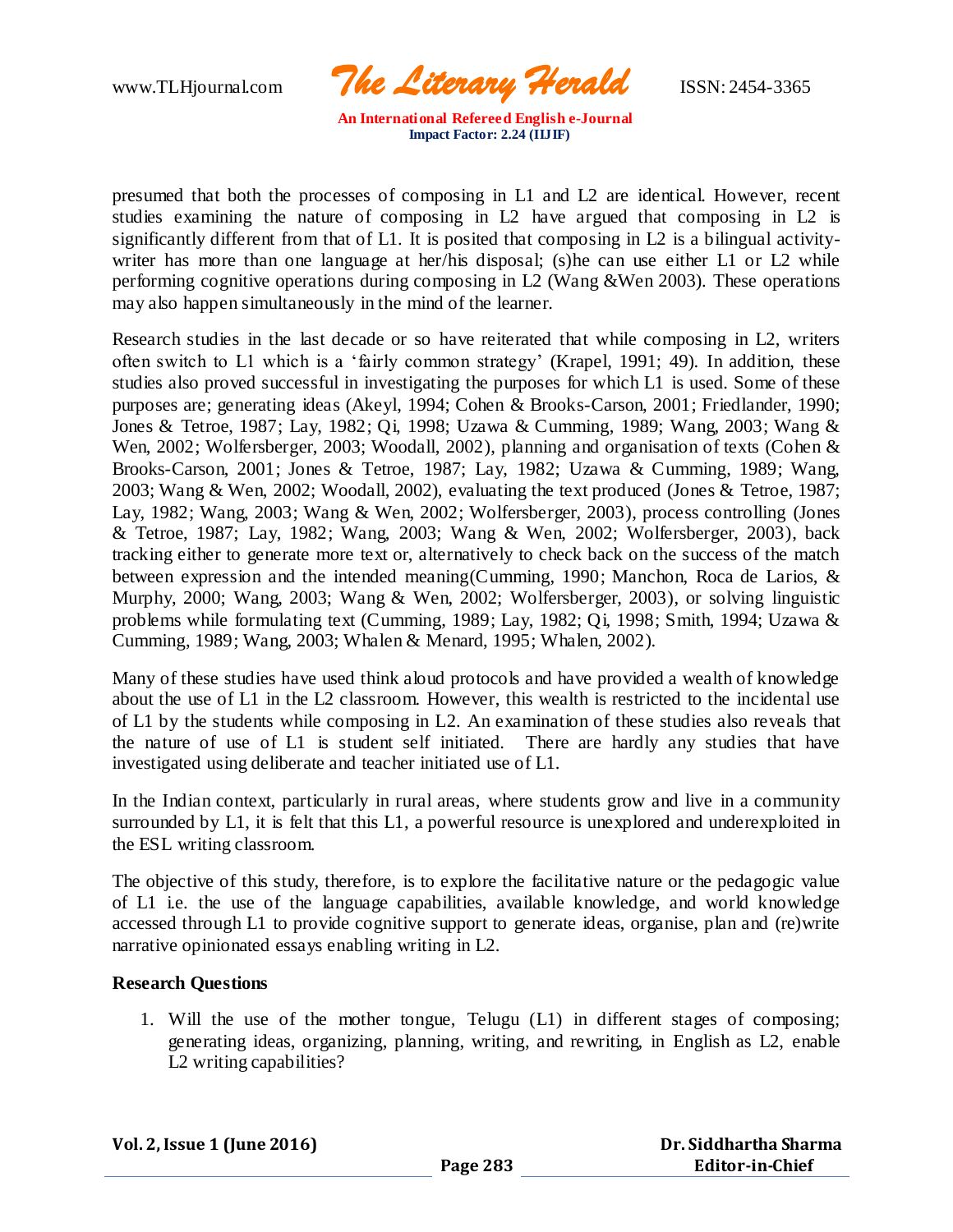presumed that both the processes of composing in L1 and L2 are identical. However, recent studies examining the nature of composing in L2 have argued that composing in L2 is significantly different from that of L1. It is posited that composing in L2 is a bilingual activity-writer has more than one language at her/his disposal; (s)he can use either L1 or L2 while performing cognitive operations during composing in L2 (Wang &Wen 2003). These operations may also happen simultaneously in the mind of the learner.

Research studies in the last decade or so have reiterated that while composing in L2, writers often switch to L1 which is a 'fairly common strategy' (Krapel, 1991; 49). In addition, these studies also proved successful in investigating the purposes for which L1 is used. Some of these purposes are; generating ideas (Akeyl, 1994; Cohen & Brooks-Carson, 2001; Friedlander, 1990; Jones & Tetroe, 1987; Lay, 1982; Qi, 1998; Uzawa & Cumming, 1989; Wang, 2003; Wang & Wen, 2002; Wolfersberger, 2003; Woodall, 2002), planning and organisation of texts (Cohen & Brooks-Carson, 2001; Jones & Tetroe, 1987; Lay, 1982; Uzawa & Cumming, 1989; Wang, 2003; Wang & Wen, 2002; Woodall, 2002), evaluating the text produced (Jones & Tetroe, 1987; Lay, 1982; Wang, 2003; Wang & Wen, 2002; Wolfersberger, 2003), process controlling (Jones & Tetroe, 1987; Lay, 1982; Wang, 2003; Wang & Wen, 2002; Wolfersberger, 2003), back tracking either to generate more text or, alternatively to check back on the success of the match between expression and the intended meaning(Cumming, 1990; Manchon, Roca de Larios, & Murphy, 2000; Wang, 2003; Wang & Wen, 2002; Wolfersberger, 2003), or solving linguistic problems while formulating text (Cumming, 1989; Lay, 1982; Qi, 1998; Smith, 1994; Uzawa & Cumming, 1989; Wang, 2003; Whalen & Menard, 1995; Whalen, 2002).

Many of these studies have used think aloud protocols and have provided a wealth of knowledge about the use of L1 in the L2 classroom. However, this wealth is restricted to the incidental use of L1 by the students while composing in L2. An examination of these studies also reveals that the nature of use of L1 is student self initiated. There are hardly any studies that have investigated using deliberate and teacher initiated use of L1.

In the Indian context, particularly in rural areas, where students grow and live in a community surrounded by L1, it is felt that this L1, a powerful resource is unexplored and underexploited in the ESL writing classroom.

The objective of this study, therefore, is to explore the facilitative nature or the pedagogic value of L1 i.e. the use of the language capabilities, available knowledge, and world knowledge accessed through L1 to provide cognitive support to generate ideas, organise, plan and (re)write narrative opinionated essays enabling writing in L2.

**Research Questions**

1. Will the use of the mother tongue, Telugu (L1) in different stages of composing; generating ideas, organizing, planning, writing, and rewriting, in English as L2, enable L2 writing capabilities?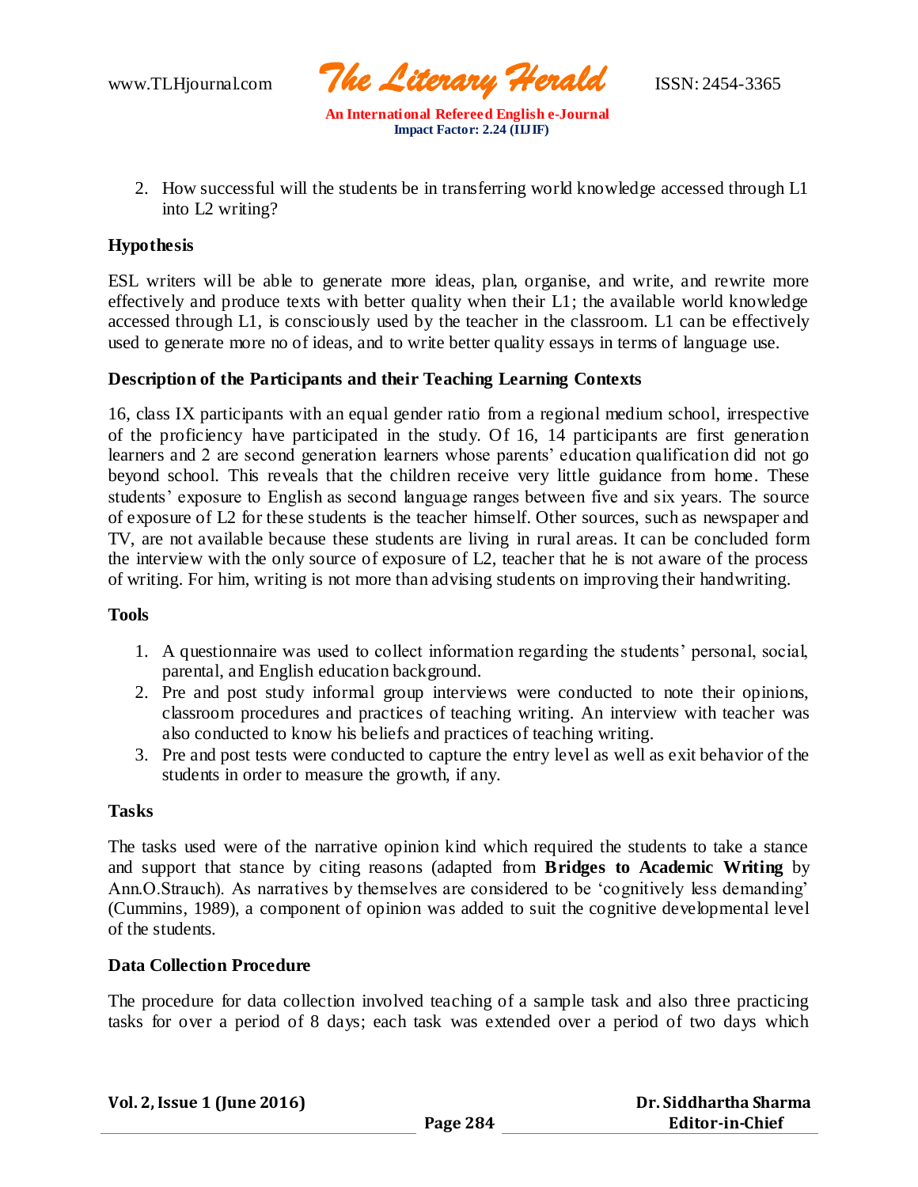2. How successful will the students be in transferring world knowledge accessed through L1 into L2 writing?

**Hypothesis**

ESL writers will be able to generate more ideas, plan, organise, and write, and rewrite more effectively and produce texts with better quality when their L1; the available world knowledge accessed through L1, is consciously used by the teacher in the classroom. L1 can be effectively used to generate more no of ideas, and to write better quality essays in terms of language use.

**Description of the Participants and their Teaching Learning Contexts**

16, class IX participants with an equal gender ratio from a regional medium school, irrespective of the proficiency have participated in the study. Of 16, 14 participants are first generation learners and 2 are second generation learners whose parents' education qualification did not go beyond school. This reveals that the children receive very little guidance from home. These students' exposure to English as second language ranges between five and six years. The source of exposure of L2 for these students is the teacher himself. Other sources, such as newspaper and TV, are not available because these students are living in rural areas. It can be concluded form the interview with the only source of exposure of L2, teacher that he is not aware of the process of writing. For him, writing is not more than advising students on improving their handwriting.

**Tools**

1. A questionnaire was used to collect information regarding the students' personal, social, parental, and English education background.
2. Pre and post study informal group interviews were conducted to note their opinions, classroom procedures and practices of teaching writing. An interview with teacher was also conducted to know his beliefs and practices of teaching writing.
3. Pre and post tests were conducted to capture the entry level as well as exit behavior of the students in order to measure the growth, if any.

**Tasks**

The tasks used were of the narrative opinion kind which required the students to take a stance and support that stance by citing reasons (adapted from **Bridges to Academic Writing** by Ann.O.Strauch). As narratives by themselves are considered to be 'cognitively less demanding' (Cummins, 1989), a component of opinion was added to suit the cognitive developmental level of the students.

**Data Collection Procedure**

The procedure for data collection involved teaching of a sample task and also three practicing tasks for over a period of 8 days; each task was extended over a period of two days which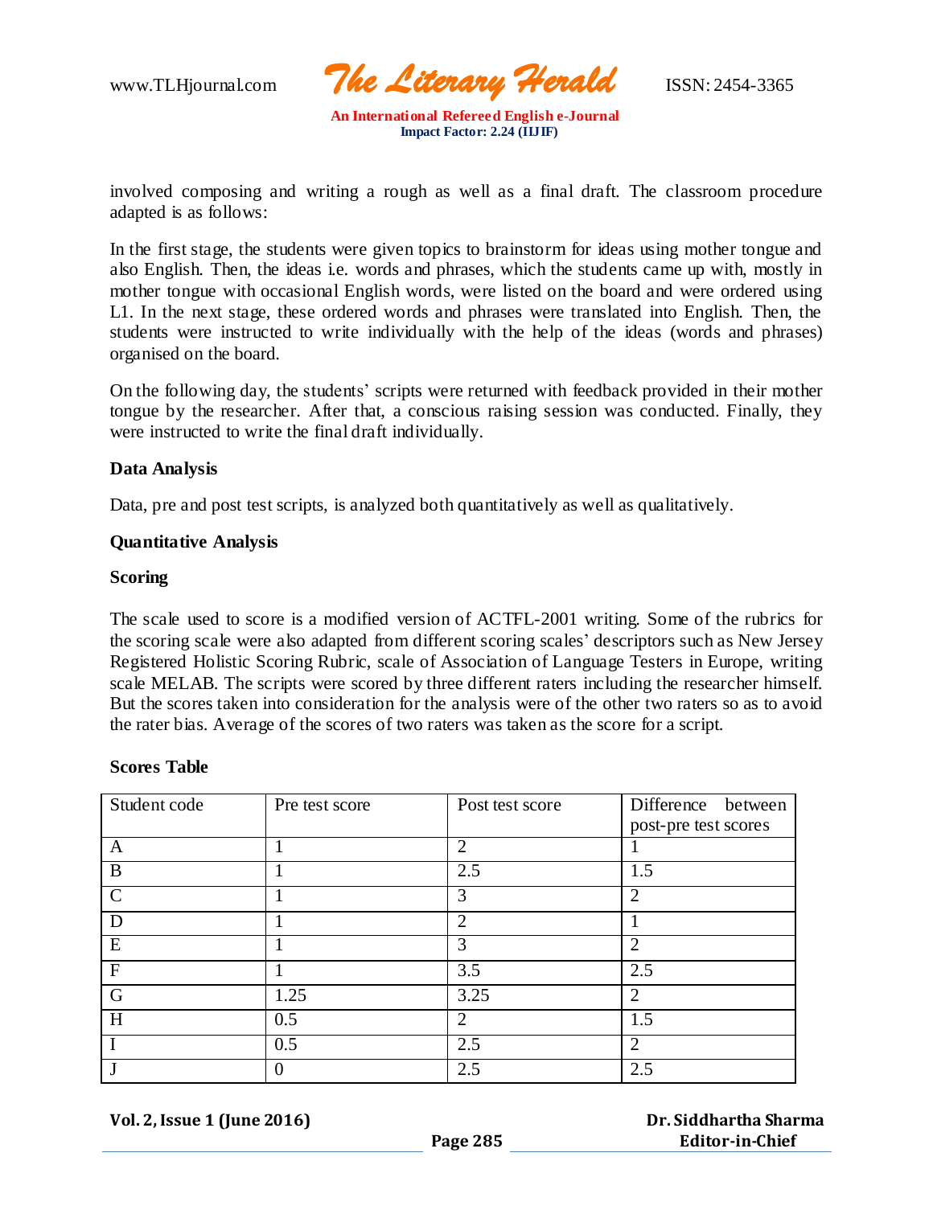involved composing and writing a rough as well as a final draft. The classroom procedure adapted is as follows:

In the first stage, the students were given topics to brainstorm for ideas using mother tongue and also English. Then, the ideas i.e. words and phrases, which the students came up with, mostly in mother tongue with occasional English words, were listed on the board and were ordered using L1. In the next stage, these ordered words and phrases were translated into English. Then, the students were instructed to write individually with the help of the ideas (words and phrases) organised on the board.

On the following day, the students' scripts were returned with feedback provided in their mother tongue by the researcher. After that, a conscious raising session was conducted. Finally, they were instructed to write the final draft individually.

**Data Analysis**

Data, pre and post test scripts, is analyzed both quantitatively as well as qualitatively.

**Quantitative Analysis**

**Scoring**

The scale used to score is a modified version of ACTFL-2001 writing. Some of the rubrics for the scoring scale were also adapted from different scoring scales' descriptors such as New Jersey Registered Holistic Scoring Rubric, scale of Association of Language Testers in Europe, writing scale MELAB. The scripts were scored by three different raters including the researcher himself. But the scores taken into consideration for the analysis were of the other two raters so as to avoid the rater bias. Average of the scores of two raters was taken as the score for a script.

**Scores Table**

| Student code | Pre test score | Post test score | Difference between post-pre test scores |
|---|---|---|---|
| A | 1 | 2 | 1 |
| B | 1 | 2.5 | 1.5 |
| C | 1 | 3 | 2 |
| D | 1 | 2 | 1 |
| E | 1 | 3 | 2 |
| F | 1 | 3.5 | 2.5 |
| G | 1.25 | 3.25 | 2 |
| H | 0.5 | 2 | 1.5 |
| I | 0.5 | 2.5 | 2 |
| J | 0 | 2.5 | 2.5 |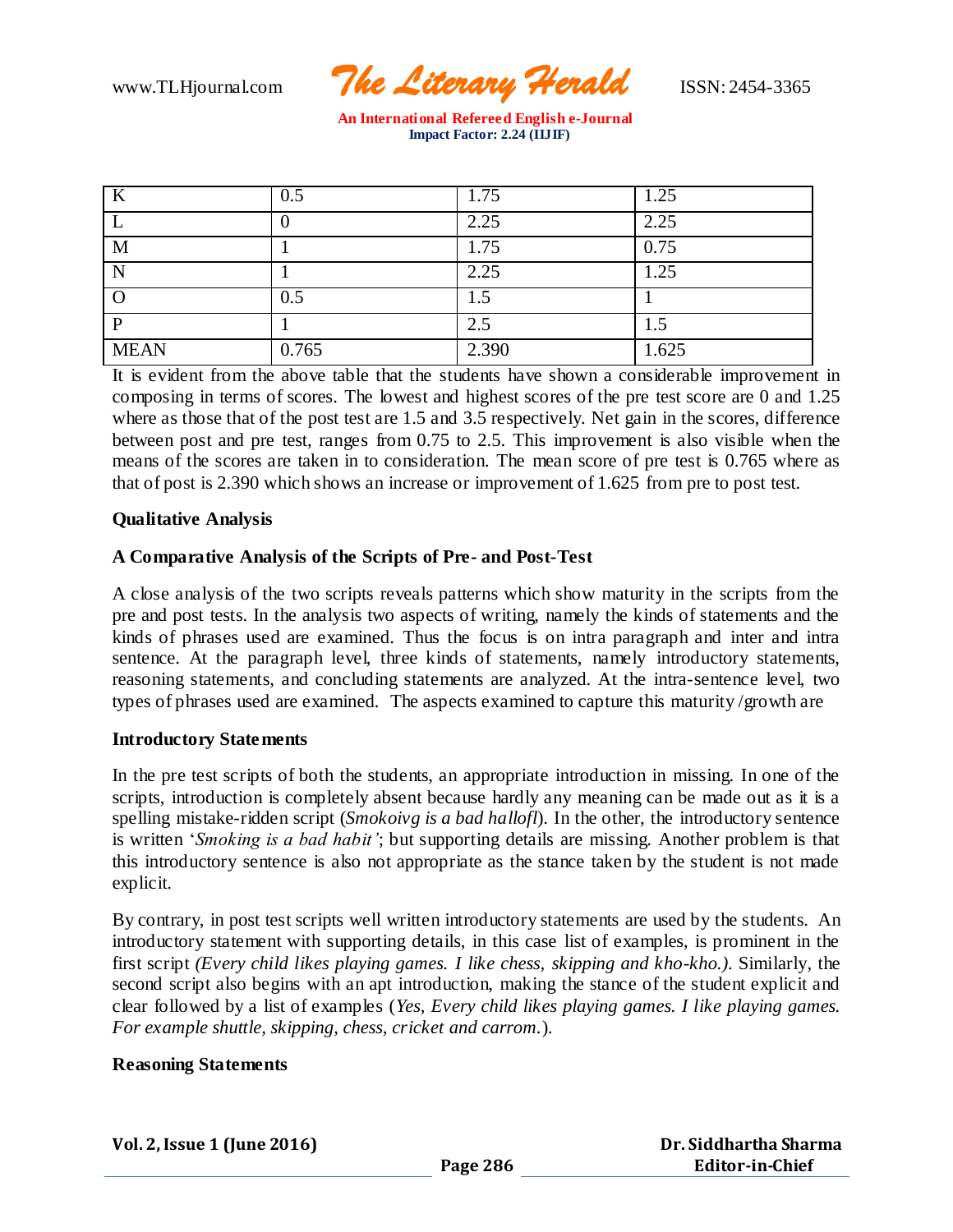| K | 0.5 | 1.75 | 1.25 |
|---|---|---|---|
| L | 0 | 2.25 | 2.25 |
| M | 1 | 1.75 | 0.75 |
| N | 1 | 2.25 | 1.25 |
| O | 0.5 | 1.5 | 1 |
| P | 1 | 2.5 | 1.5 |
| MEAN | 0.765 | 2.390 | 1.625 |

It is evident from the above table that the students have shown a considerable improvement in composing in terms of scores. The lowest and highest scores of the pre test score are 0 and 1.25 where as those that of the post test are 1.5 and 3.5 respectively. Net gain in the scores, difference between post and pre test, ranges from 0.75 to 2.5. This improvement is also visible when the means of the scores are taken in to consideration. The mean score of pre test is 0.765 where as that of post is 2.390 which shows an increase or improvement of 1.625 from pre to post test.

**Qualitative Analysis**

**A Comparative Analysis of the Scripts of Pre- and Post-Test**

A close analysis of the two scripts reveals patterns which show maturity in the scripts from the pre and post tests. In the analysis two aspects of writing, namely the kinds of statements and the kinds of phrases used are examined. Thus the focus is on intra paragraph and inter and intra sentence. At the paragraph level, three kinds of statements, namely introductory statements, reasoning statements, and concluding statements are analyzed. At the intra-sentence level, two types of phrases used are examined. The aspects examined to capture this maturity /growth are

**Introductory Statements**

In the pre test scripts of both the students, an appropriate introduction in missing. In one of the scripts, introduction is completely absent because hardly any meaning can be made out as it is a spelling mistake-ridden script (*Smokoivg is a bad hallofl*). In the other, the introductory sentence is written '*Smoking is a bad habit'*; but supporting details are missing. Another problem is that this introductory sentence is also not appropriate as the stance taken by the student is not made explicit.

By contrary, in post test scripts well written introductory statements are used by the students. An introductory statement with supporting details, in this case list of examples, is prominent in the first script *(Every child likes playing games. I like chess, skipping and kho-kho.)*. Similarly, the second script also begins with an apt introduction, making the stance of the student explicit and clear followed by a list of examples (*Yes, Every child likes playing games. I like playing games. For example shuttle, skipping, chess, cricket and carrom.*).

**Reasoning Statements**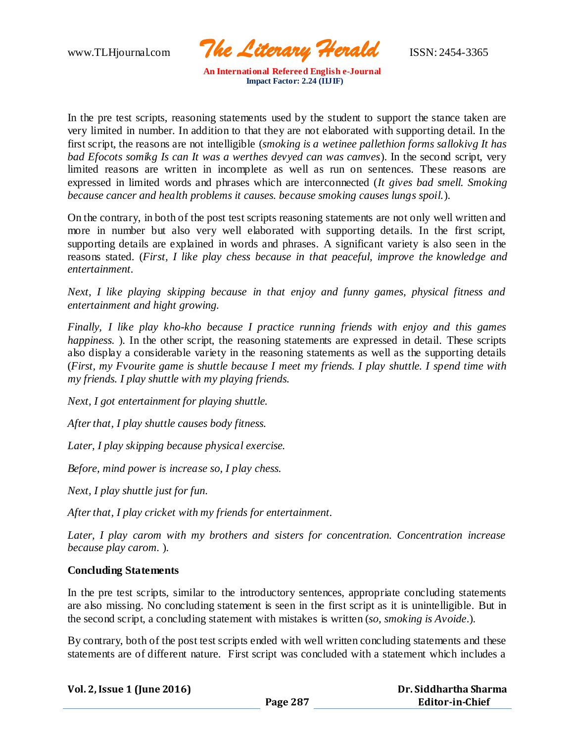In the pre test scripts, reasoning statements used by the student to support the stance taken are very limited in number. In addition to that they are not elaborated with supporting detail. In the first script, the reasons are not intelligible (*smoking is a wetinee pallethion forms sallokivg It has bad Efocots somikg Is can It was a werthes devyed can was camves*). In the second script, very limited reasons are written in incomplete as well as run on sentences. These reasons are expressed in limited words and phrases which are interconnected (*It gives bad smell. Smoking because cancer and health problems it causes. because smoking causes lungs spoil.*).

On the contrary, in both of the post test scripts reasoning statements are not only well written and more in number but also very well elaborated with supporting details. In the first script, supporting details are explained in words and phrases. A significant variety is also seen in the reasons stated. (*First, I like play chess because in that peaceful, improve the knowledge and entertainment.*

*Next, I like playing skipping because in that enjoy and funny games, physical fitness and entertainment and hight growing.*

*Finally, I like play kho-kho because I practice running friends with enjoy and this games happiness.* ). In the other script, the reasoning statements are expressed in detail. These scripts also display a considerable variety in the reasoning statements as well as the supporting details (*First, my Fvourite game is shuttle because I meet my friends. I play shuttle. I spend time with my friends. I play shuttle with my playing friends.*

*Next, I got entertainment for playing shuttle.*

*After that, I play shuttle causes body fitness.*

*Later, I play skipping because physical exercise.*

*Before, mind power is increase so, I play chess.*

*Next, I play shuttle just for fun.*

*After that, I play cricket with my friends for entertainment.*

*Later, I play carom with my brothers and sisters for concentration. Concentration increase because play carom.* ).

**Concluding Statements**

In the pre test scripts, similar to the introductory sentences, appropriate concluding statements are also missing. No concluding statement is seen in the first script as it is unintelligible. But in the second script, a concluding statement with mistakes is written (*so, smoking is Avoide*.).

By contrary, both of the post test scripts ended with well written concluding statements and these statements are of different nature. First script was concluded with a statement which includes a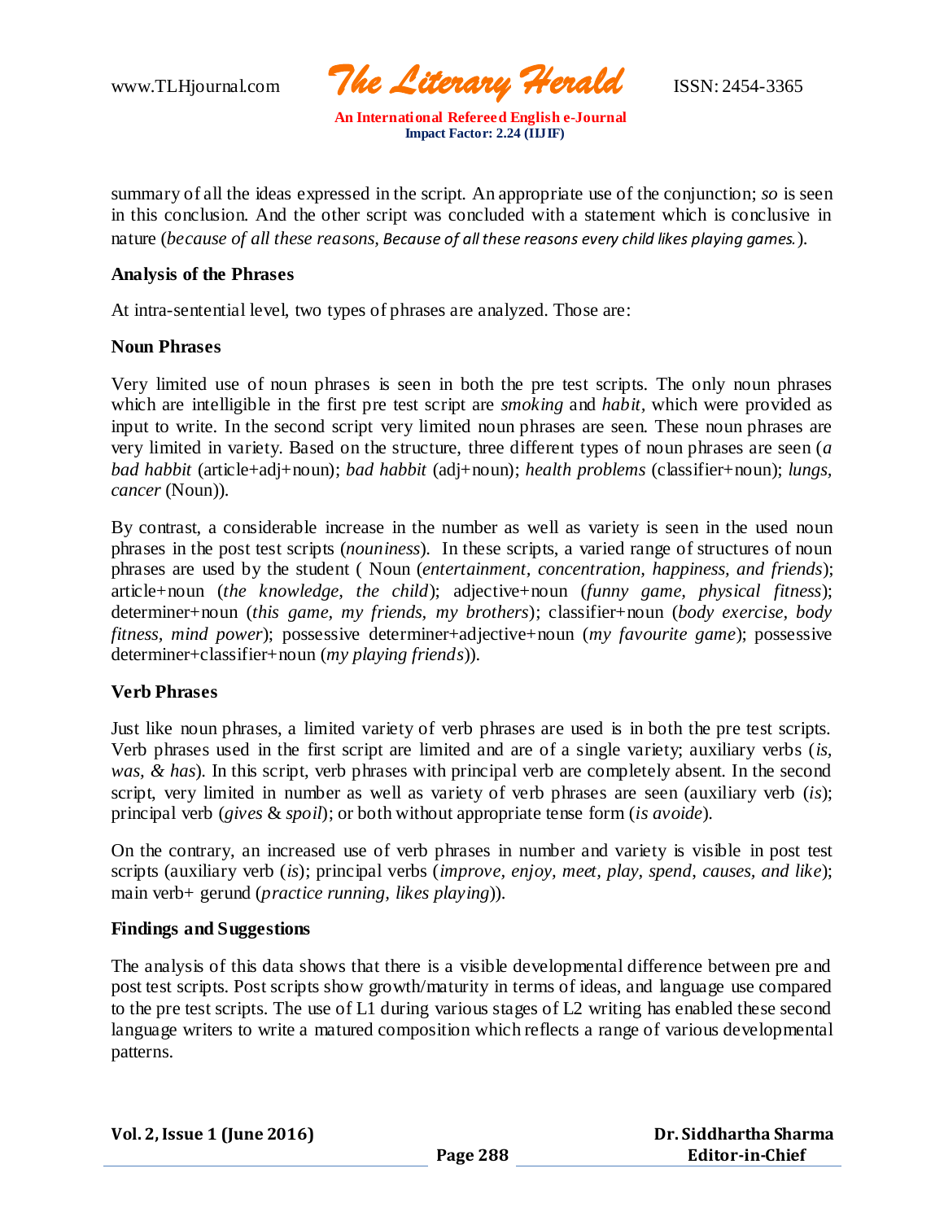summary of all the ideas expressed in the script. An appropriate use of the conjunction; *so* is seen in this conclusion. And the other script was concluded with a statement which is conclusive in nature (*because of all these reasons, Because of all these reasons every child likes playing games.*).

### Analysis of the Phrases

At intra-sentential level, two types of phrases are analyzed. Those are:

### Noun Phrases

Very limited use of noun phrases is seen in both the pre test scripts. The only noun phrases which are intelligible in the first pre test script are *smoking* and *habit,* which were provided as input to write. In the second script very limited noun phrases are seen. These noun phrases are very limited in variety. Based on the structure, three different types of noun phrases are seen (*a bad habbit* (article+adj+noun); *bad habbit* (adj+noun); *health problems* (classifier+noun); *lungs, cancer* (Noun)).

By contrast, a considerable increase in the number as well as variety is seen in the used noun phrases in the post test scripts (*nouniness*). In these scripts, a varied range of structures of noun phrases are used by the student ( Noun (*entertainment, concentration, happiness, and friends*); article+noun (*the knowledge, the child*); adjective+noun (*funny game, physical fitness*); determiner+noun (*this game, my friends, my brothers*); classifier+noun (*body exercise, body fitness, mind power*); possessive determiner+adjective+noun (*my favourite game*); possessive determiner+classifier+noun (*my playing friends*)).

### Verb Phrases

Just like noun phrases, a limited variety of verb phrases are used is in both the pre test scripts. Verb phrases used in the first script are limited and are of a single variety; auxiliary verbs (*is, was, & has*). In this script, verb phrases with principal verb are completely absent. In the second script, very limited in number as well as variety of verb phrases are seen (auxiliary verb (*is*); principal verb (*gives* & *spoil*); or both without appropriate tense form (*is avoide*).

On the contrary, an increased use of verb phrases in number and variety is visible in post test scripts (auxiliary verb (*is*); principal verbs (*improve, enjoy, meet, play, spend, causes, and like*); main verb+ gerund (*practice running, likes playing*)).

### Findings and Suggestions

The analysis of this data shows that there is a visible developmental difference between pre and post test scripts. Post scripts show growth/maturity in terms of ideas, and language use compared to the pre test scripts. The use of L1 during various stages of L2 writing has enabled these second language writers to write a matured composition which reflects a range of various developmental patterns.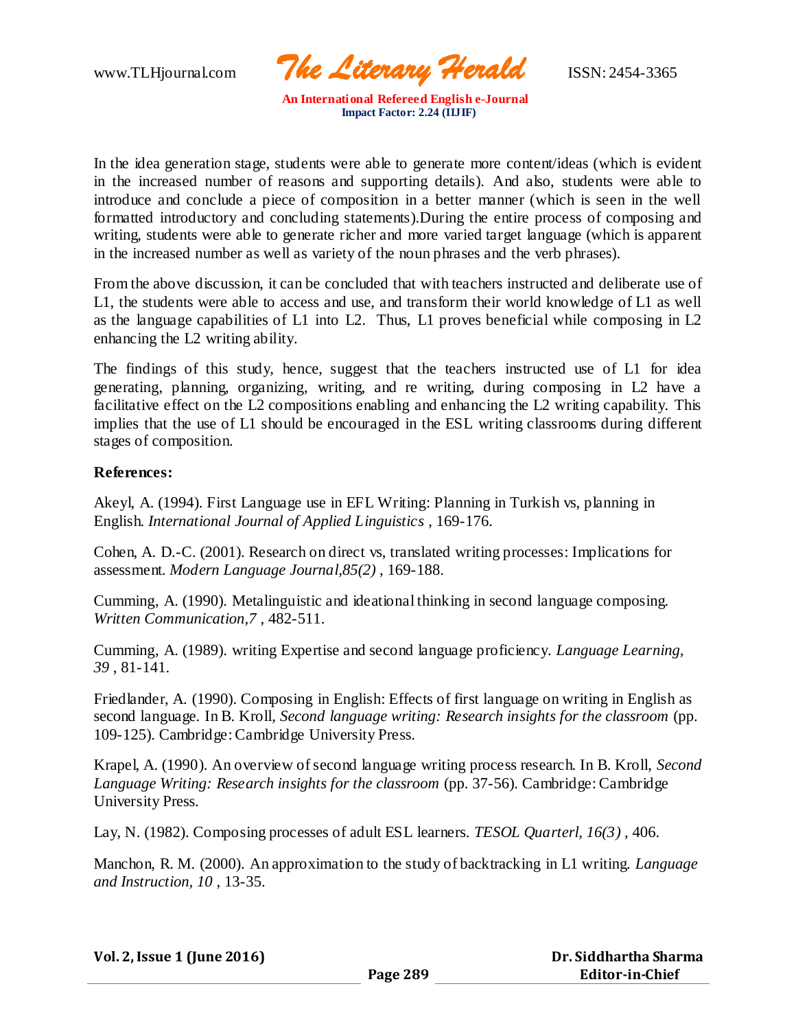In the idea generation stage, students were able to generate more content/ideas (which is evident in the increased number of reasons and supporting details). And also, students were able to introduce and conclude a piece of composition in a better manner (which is seen in the well formatted introductory and concluding statements).During the entire process of composing and writing, students were able to generate richer and more varied target language (which is apparent in the increased number as well as variety of the noun phrases and the verb phrases).

From the above discussion, it can be concluded that with teachers instructed and deliberate use of L1, the students were able to access and use, and transform their world knowledge of L1 as well as the language capabilities of L1 into L2. Thus, L1 proves beneficial while composing in L2 enhancing the L2 writing ability.

The findings of this study, hence, suggest that the teachers instructed use of L1 for idea generating, planning, organizing, writing, and re writing, during composing in L2 have a facilitative effect on the L2 compositions enabling and enhancing the L2 writing capability. This implies that the use of L1 should be encouraged in the ESL writing classrooms during different stages of composition.

**References:**

Akeyl, A. (1994). First Language use in EFL Writing: Planning in Turkish vs, planning in English. *International Journal of Applied Linguistics* , 169-176.

Cohen, A. D.-C. (2001). Research on direct vs, translated writing processes: Implications for assessment. *Modern Language Journal,85(2)* , 169-188.

Cumming, A. (1990). Metalinguistic and ideational thinking in second language composing. *Written Communication,7* , 482-511.

Cumming, A. (1989). writing Expertise and second language proficiency. *Language Learning, 39* , 81-141.

Friedlander, A. (1990). Composing in English: Effects of first language on writing in English as second language. In B. Kroll, *Second language writing: Research insights for the classroom* (pp. 109-125). Cambridge: Cambridge University Press.

Krapel, A. (1990). An overview of second language writing process research. In B. Kroll, *Second Language Writing: Research insights for the classroom* (pp. 37-56). Cambridge: Cambridge University Press.

Lay, N. (1982). Composing processes of adult ESL learners. *TESOL Quarterl, 16(3)* , 406.

Manchon, R. M. (2000). An approximation to the study of backtracking in L1 writing. *Language and Instruction, 10* , 13-35.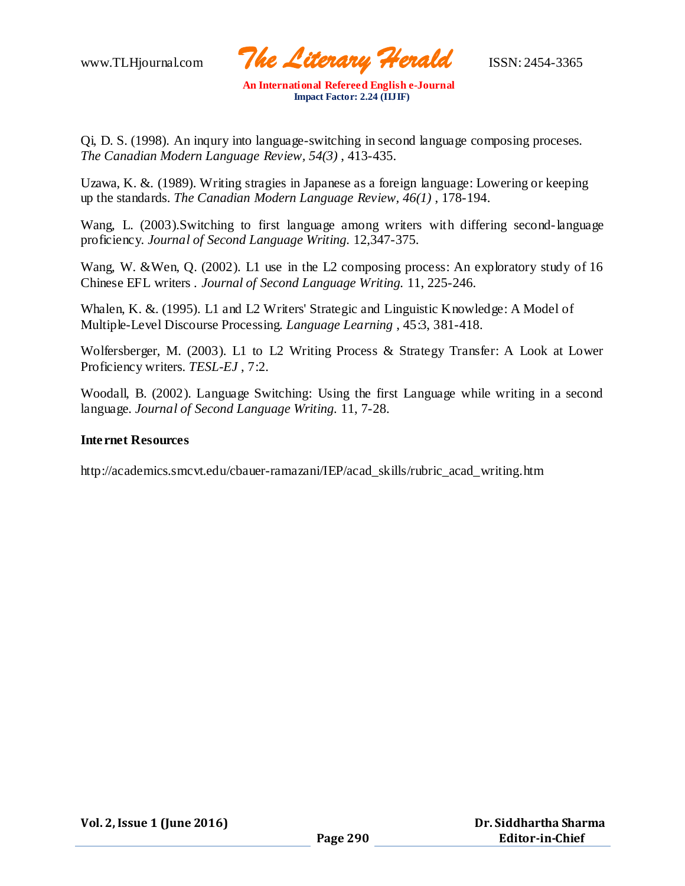Qi, D. S. (1998). An inqury into language-switching in second language composing proceses. *The Canadian Modern Language Review, 54(3)* , 413-435.

Uzawa, K. &. (1989). Writing stragies in Japanese as a foreign language: Lowering or keeping up the standards. *The Canadian Modern Language Review, 46(1)* , 178-194.

Wang, L. (2003).Switching to first language among writers with differing second-language proficiency. *Journal of Second Language Writing.* 12,347-375.

Wang, W. &Wen, Q. (2002). L1 use in the L2 composing process: An exploratory study of 16 Chinese EFL writers . *Journal of Second Language Writing.* 11, 225-246.

Whalen, K. &. (1995). L1 and L2 Writers' Strategic and Linguistic Knowledge: A Model of Multiple-Level Discourse Processing. *Language Learning* , 45:3, 381-418.

Wolfersberger, M. (2003). L1 to L2 Writing Process & Strategy Transfer: A Look at Lower Proficiency writers. *TESL-EJ* , 7:2.

Woodall, B. (2002). Language Switching: Using the first Language while writing in a second language. *Journal of Second Language Writing.* 11, 7-28.

**Internet Resources**

http://academics.smcvt.edu/cbauer-ramazani/IEP/acad_skills/rubric_acad_writing.htm